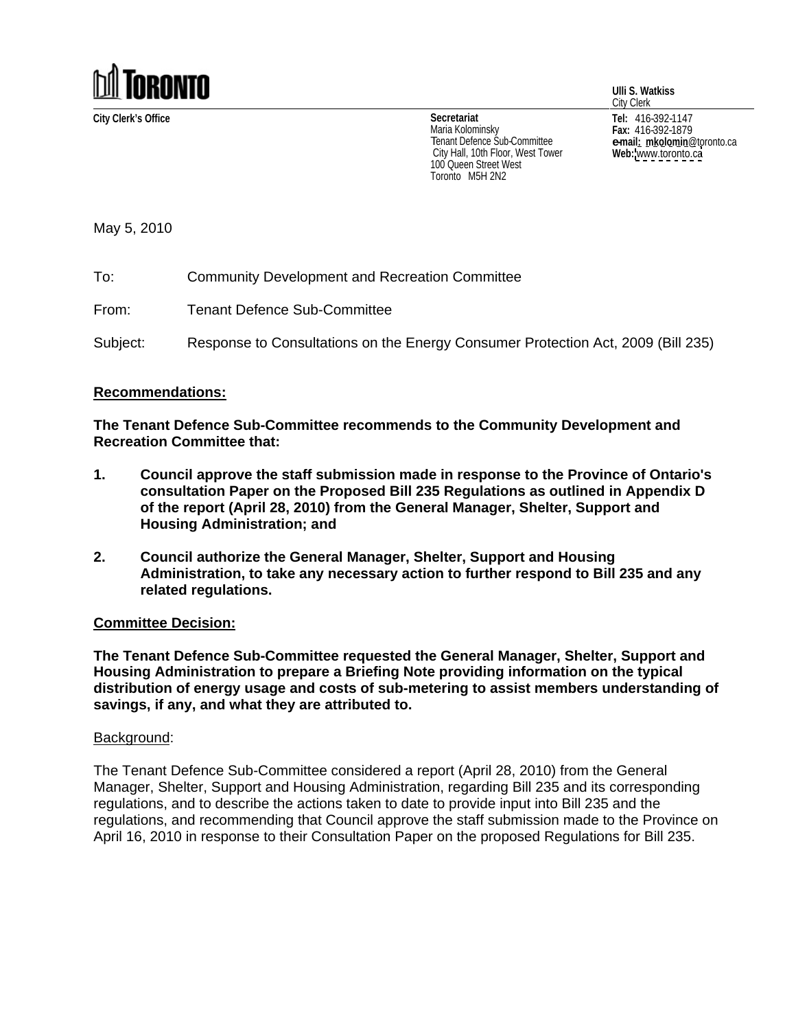**TORONTO**

**City Clerk's Office**

**Secretariat**
Maria Kolominsky
Tenant Defence Sub-Committee
City Hall, 10th Floor, West Tower
100 Queen Street West
Toronto M5H 2N2

**Ulli S. Watkiss**
City Clerk

**Tel:** 416-392-1147
**Fax:** 416-392-1879
**e-mail:** mkolomin@toronto.ca
**Web:** www.toronto.ca

May 5, 2010

To: Community Development and Recreation Committee

From: Tenant Defence Sub-Committee

Subject: Response to Consultations on the Energy Consumer Protection Act, 2009 (Bill 235)

## Recommendations:

**The Tenant Defence Sub-Committee recommends to the Community Development and Recreation Committee that:**

1. **Council approve the staff submission made in response to the Province of Ontario's consultation Paper on the Proposed Bill 235 Regulations as outlined in Appendix D of the report (April 28, 2010) from the General Manager, Shelter, Support and Housing Administration; and**

2. **Council authorize the General Manager, Shelter, Support and Housing Administration, to take any necessary action to further respond to Bill 235 and any related regulations.**

## Committee Decision:

**The Tenant Defence Sub-Committee requested the General Manager, Shelter, Support and Housing Administration to prepare a Briefing Note providing information on the typical distribution of energy usage and costs of sub-metering to assist members understanding of savings, if any, and what they are attributed to.**

### Background:

The Tenant Defence Sub-Committee considered a report (April 28, 2010) from the General Manager, Shelter, Support and Housing Administration, regarding Bill 235 and its corresponding regulations, and to describe the actions taken to date to provide input into Bill 235 and the regulations, and recommending that Council approve the staff submission made to the Province on April 16, 2010 in response to their Consultation Paper on the proposed Regulations for Bill 235.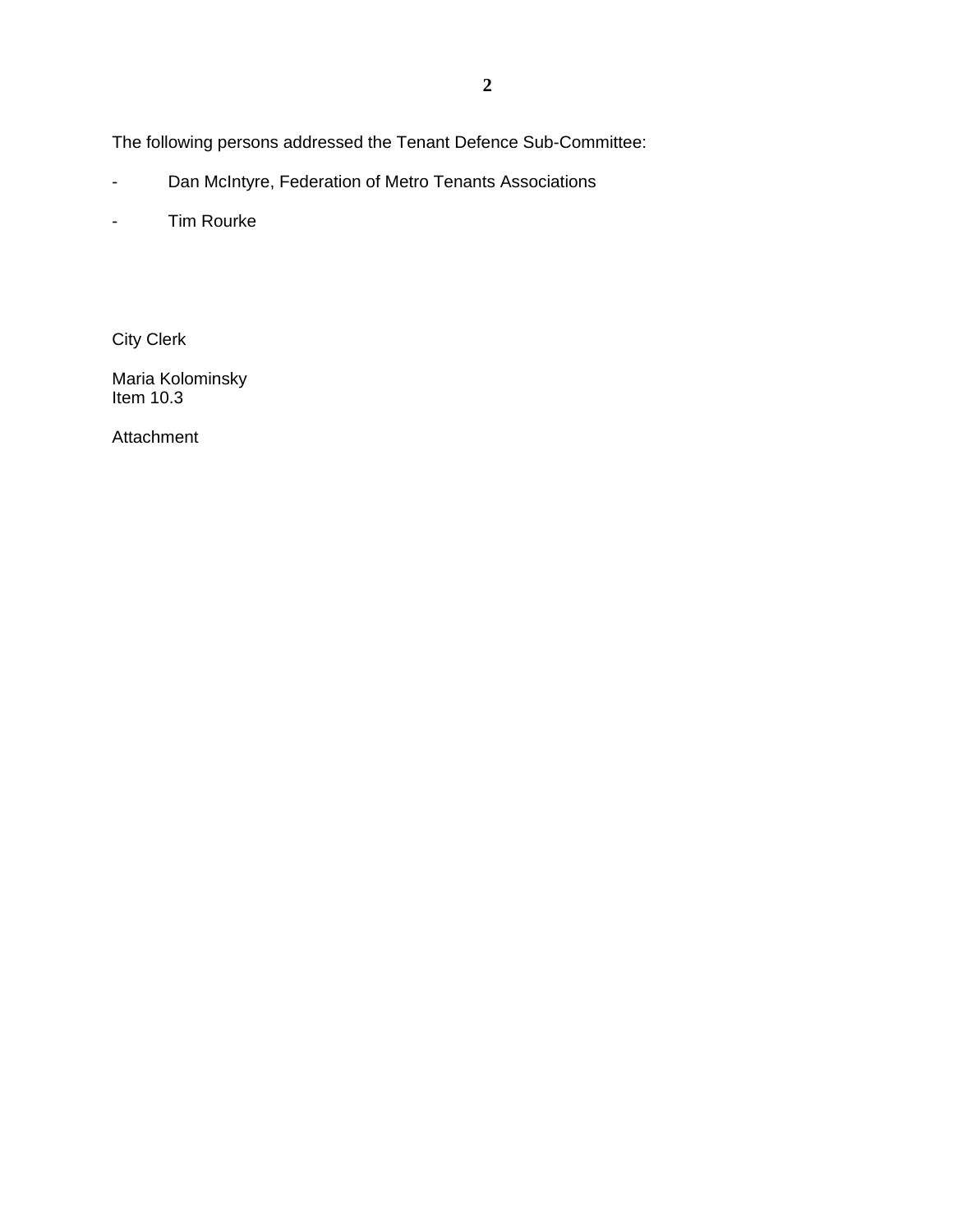The following persons addressed the Tenant Defence Sub-Committee:

- Dan McIntyre, Federation of Metro Tenants Associations
- Tim Rourke

City Clerk

Maria Kolominsky
Item 10.3

Attachment